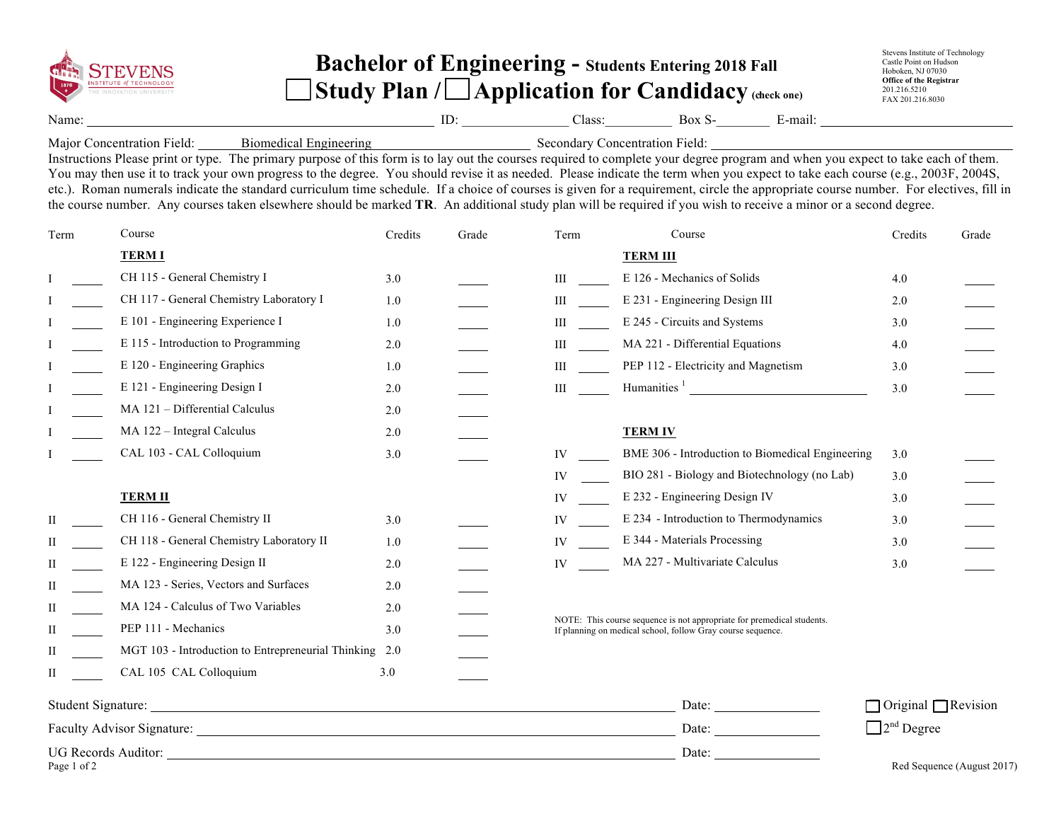STEVENS INSTITUTE of TECHNOLOGY
THE INNOVATION UNIVERSITY

# Bachelor of Engineering - Students Entering 2018 Fall

## ☐ Study Plan / ☐ Application for Candidacy (check one)

Stevens Institute of Technology
Castle Point on Hudson
Hoboken, NJ 07030
**Office of the Registrar**
201.216.5210
FAX 201.216.8030

Name: ________________________ ID: __________ Class: ________ Box S-______ E-mail: ______________

Major Concentration Field: Biomedical Engineering Secondary Concentration Field: ______________

Instructions Please print or type. The primary purpose of this form is to lay out the courses required to complete your degree program and when you expect to take each of them. You may then use it to track your own progress to the degree. You should revise it as needed. Please indicate the term when you expect to take each course (e.g., 2003F, 2004S, etc.). Roman numerals indicate the standard curriculum time schedule. If a choice of courses is given for a requirement, circle the appropriate course number. For electives, fill in the course number. Any courses taken elsewhere should be marked **TR**. An additional study plan will be required if you wish to receive a minor or a second degree.

| Term | | Course | Credits | Grade |
|---|---|---|---|---|
| | | **TERM I** | | |
| I | ____ | CH 115 - General Chemistry I | 3.0 | ____ |
| I | ____ | CH 117 - General Chemistry Laboratory I | 1.0 | ____ |
| I | ____ | E 101 - Engineering Experience I | 1.0 | ____ |
| I | ____ | E 115 - Introduction to Programming | 2.0 | ____ |
| I | ____ | E 120 - Engineering Graphics | 1.0 | ____ |
| I | ____ | E 121 - Engineering Design I | 2.0 | ____ |
| I | ____ | MA 121 – Differential Calculus | 2.0 | ____ |
| I | ____ | MA 122 – Integral Calculus | 2.0 | ____ |
| I | ____ | CAL 103 - CAL Colloquium | 3.0 | ____ |
| | | **TERM II** | | |
| II | ____ | CH 116 - General Chemistry II | 3.0 | ____ |
| II | ____ | CH 118 - General Chemistry Laboratory II | 1.0 | ____ |
| II | ____ | E 122 - Engineering Design II | 2.0 | ____ |
| II | ____ | MA 123 - Series, Vectors and Surfaces | 2.0 | ____ |
| II | ____ | MA 124 - Calculus of Two Variables | 2.0 | ____ |
| II | ____ | PEP 111 - Mechanics | 3.0 | ____ |
| II | ____ | MGT 103 - Introduction to Entrepreneurial Thinking | 2.0 | ____ |
| II | ____ | CAL 105 CAL Colloquium | 3.0 | ____ |
| | | **TERM III** | | |
| III | ____ | E 126 - Mechanics of Solids | 4.0 | ____ |
| III | ____ | E 231 - Engineering Design III | 2.0 | ____ |
| III | ____ | E 245 - Circuits and Systems | 3.0 | ____ |
| III | ____ | MA 221 - Differential Equations | 4.0 | ____ |
| III | ____ | PEP 112 - Electricity and Magnetism | 3.0 | ____ |
| III | ____ | Humanities [1] ______________ | 3.0 | ____ |
| | | **TERM IV** | | |
| IV | ____ | BME 306 - Introduction to Biomedical Engineering | 3.0 | ____ |
| IV | ____ | BIO 281 - Biology and Biotechnology (no Lab) | 3.0 | ____ |
| IV | ____ | E 232 - Engineering Design IV | 3.0 | ____ |
| IV | ____ | E 234 - Introduction to Thermodynamics | 3.0 | ____ |
| IV | ____ | E 344 - Materials Processing | 3.0 | ____ |
| IV | ____ | MA 227 - Multivariate Calculus | 3.0 | ____ |

NOTE: This course sequence is not appropriate for premedical students.
If planning on medical school, follow Gray course sequence.

Student Signature: ______________________________ Date: ____________ ☐ Original ☐ Revision

Faculty Advisor Signature: ______________________________ Date: ____________ ☐ 2nd Degree

UG Records Auditor: ______________________________ Date: ____________

Red Sequence (August 2017)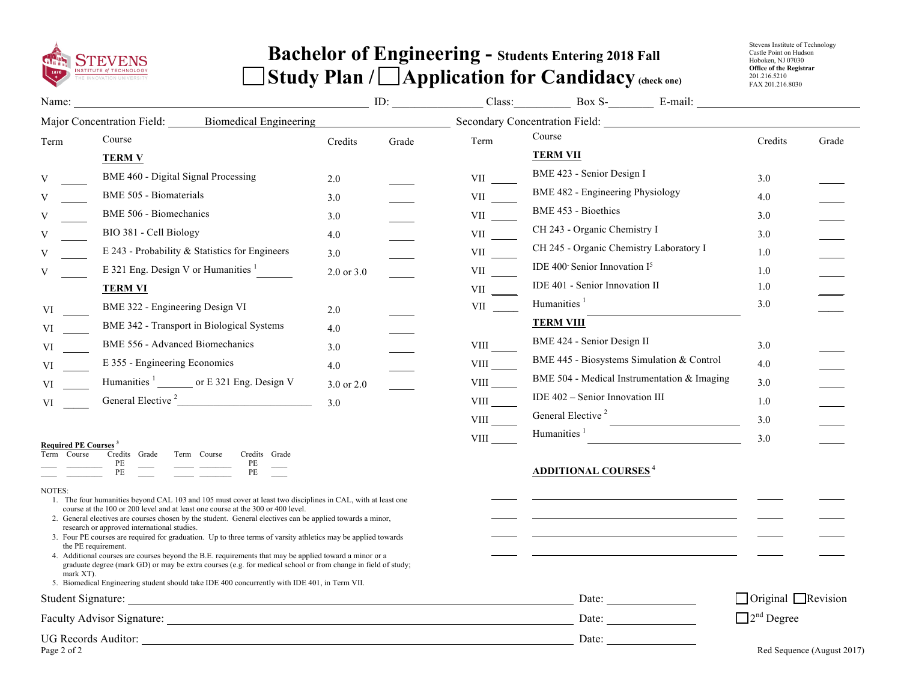# Bachelor of Engineering - Students Entering 2018 Fall

## ☐ Study Plan / ☐ Application for Candidacy (check one)

Stevens Institute of Technology
Castle Point on Hudson
Hoboken, NJ 07030
**Office of the Registrar**
201.216.5210
FAX 201.216.8030

Name: ______________________ ID: ____________ Class: ________ Box S-________ E-mail: ______________________

Major Concentration Field: Biomedical Engineering Secondary Concentration Field: ______________________

| Term | Course | Credits | Grade |
|---|---|---|---|
| | **TERM V** | | |
| V ____ | BME 460 - Digital Signal Processing | 2.0 | ____ |
| V ____ | BME 505 - Biomaterials | 3.0 | ____ |
| V ____ | BME 506 - Biomechanics | 3.0 | ____ |
| V ____ | BIO 381 - Cell Biology | 4.0 | ____ |
| V ____ | E 243 - Probability & Statistics for Engineers | 3.0 | ____ |
| V ____ | E 321 Eng. Design V or Humanities [1] ______ | 2.0 or 3.0 | ____ |
| | **TERM VI** | | |
| VI ____ | BME 322 - Engineering Design VI | 2.0 | ____ |
| VI ____ | BME 342 - Transport in Biological Systems | 4.0 | ____ |
| VI ____ | BME 556 - Advanced Biomechanics | 3.0 | ____ |
| VI ____ | E 355 - Engineering Economics | 4.0 | ____ |
| VI ____ | Humanities [1] ______ or E 321 Eng. Design V | 3.0 or 2.0 | ____ |
| VI ____ | General Elective [2] ______________________ | 3.0 | |

| Term | Course | Credits | Grade |
|---|---|---|---|
| | **TERM VII** | | |
| VII ____ | BME 423 - Senior Design I | 3.0 | ____ |
| VII ____ | BME 482 - Engineering Physiology | 4.0 | ____ |
| VII ____ | BME 453 - Bioethics | 3.0 | ____ |
| VII ____ | CH 243 - Organic Chemistry I | 3.0 | ____ |
| VII ____ | CH 245 - Organic Chemistry Laboratory I | 1.0 | ____ |
| VII ____ | IDE 400 Senior Innovation I[5] | 1.0 | ____ |
| VII ____ | IDE 401 - Senior Innovation II | 1.0 | ____ |
| VII ____ | Humanities [1] ______________________ | 3.0 | ____ |
| | **TERM VIII** | | |
| VIII ____ | BME 424 - Senior Design II | 3.0 | ____ |
| VIII ____ | BME 445 - Biosystems Simulation & Control | 4.0 | ____ |
| VIII ____ | BME 504 - Medical Instrumentation & Imaging | 3.0 | ____ |
| VIII ____ | IDE 402 – Senior Innovation III | 1.0 | ____ |
| VIII ____ | General Elective [2] ______________________ | 3.0 | ____ |
| VIII ____ | Humanities [1] ______________________ | 3.0 | ____ |

**Required PE Courses** [3]

| Term | Course | Credits | Grade | Term | Course | Credits | Grade |
|---|---|---|---|---|---|---|---|
| ____ | ________ | PE | ____ | ____ | ________ | PE | ____ |
| ____ | ________ | PE | ____ | ____ | ________ | PE | ____ |

**ADDITIONAL COURSES** [4]

| Term | Course | Credits | Grade |
|---|---|---|---|
| ____ | ______________________ | ____ | ____ |
| ____ | ______________________ | ____ | ____ |
| ____ | ______________________ | ____ | ____ |
| ____ | ______________________ | ____ | ____ |

NOTES:

1. The four humanities beyond CAL 103 and 105 must cover at least two disciplines in CAL, with at least one course at the 100 or 200 level and at least one course at the 300 or 400 level.
2. General electives are courses chosen by the student. General electives can be applied towards a minor, research or approved international studies.
3. Four PE courses are required for graduation. Up to three terms of varsity athletics may be applied towards the PE requirement.
4. Additional courses are courses beyond the B.E. requirements that may be applied toward a minor or a graduate degree (mark GD) or may be extra courses (e.g. for medical school or from change in field of study; mark XT).
5. Biomedical Engineering student should take IDE 400 concurrently with IDE 401, in Term VII.

Student Signature: ______________________ Date: ____________ ☐ Original ☐ Revision

Faculty Advisor Signature: ______________________ Date: ____________ ☐ 2nd Degree

UG Records Auditor: ______________________ Date: ____________

Red Sequence (August 2017)